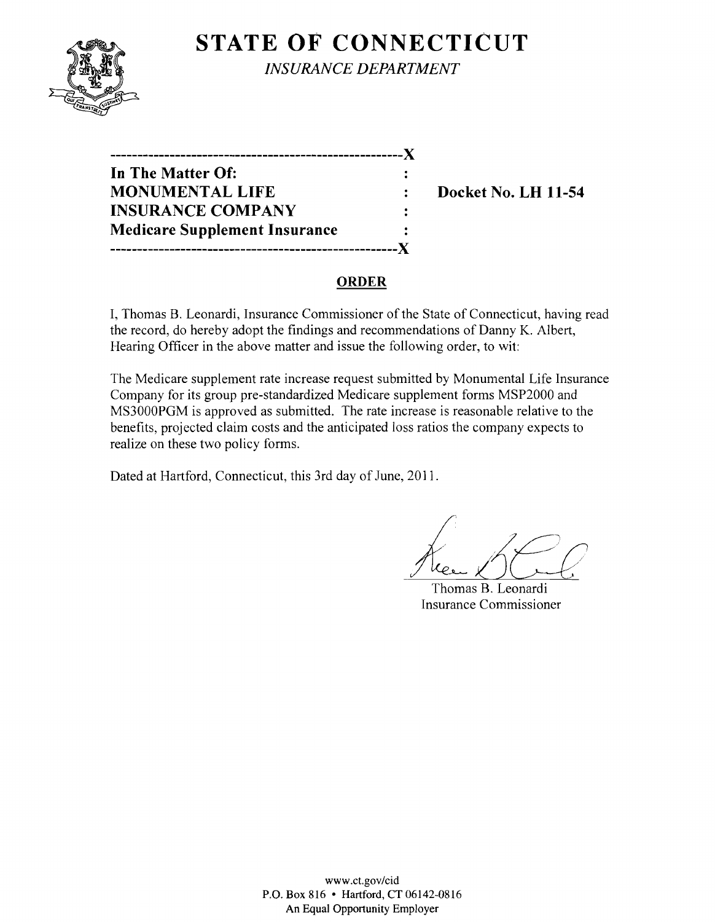# STATE OF CONNECTICUT

*INSURANCE DEPARTMENT*

-----------------------------------------------------X

**In The Matter Of:** :

**MONUMENTAL LIFE** : **Docket No. LH 11-54**

**INSURANCE COMPANY** :

**Medicare Supplement Insurance** :

-----------------------------------------------------X

## ORDER

I, Thomas B. Leonardi, Insurance Commissioner of the State of Connecticut, having read the record, do hereby adopt the findings and recommendations of Danny K. Albert, Hearing Officer in the above matter and issue the following order, to wit:

The Medicare supplement rate increase request submitted by Monumental Life Insurance Company for its group pre-standardized Medicare supplement forms MSP2000 and MS3000PGM is approved as submitted. The rate increase is reasonable relative to the benefits, projected claim costs and the anticipated loss ratios the company expects to realize on these two policy forms.

Dated at Hartford, Connecticut, this 3rd day of June, 2011.

Thomas B. Leonardi
Insurance Commissioner

www.ct.gov/cid
P.O. Box 816 • Hartford, CT 06142-0816
An Equal Opportunity Employer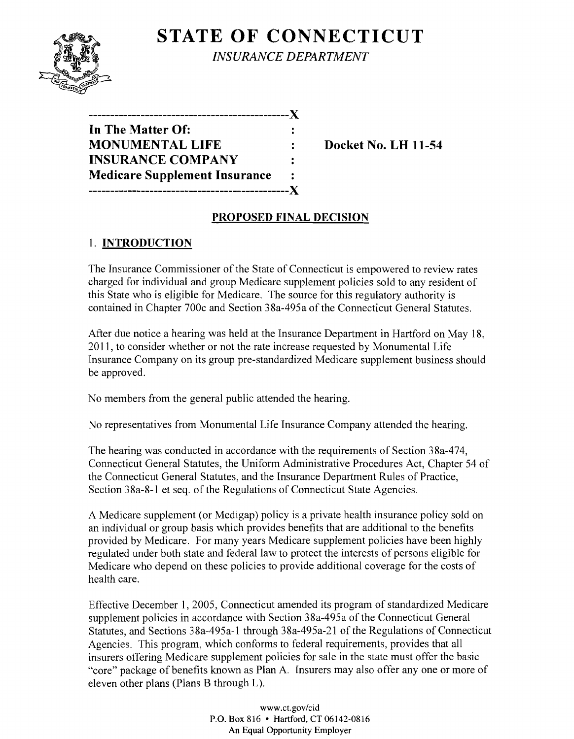# STATE OF CONNECTICUT

*INSURANCE DEPARTMENT*

```
----------------------------------------------X
In The Matter Of:                             :
MONUMENTAL LIFE                               :     Docket No. LH 11-54
INSURANCE COMPANY                             :
Medicare Supplement Insurance                 :
----------------------------------------------X
```

## PROPOSED FINAL DECISION

### 1. INTRODUCTION

The Insurance Commissioner of the State of Connecticut is empowered to review rates charged for individual and group Medicare supplement policies sold to any resident of this State who is eligible for Medicare. The source for this regulatory authority is contained in Chapter 700c and Section 38a-495a of the Connecticut General Statutes.

After due notice a hearing was held at the Insurance Department in Hartford on May 18, 2011, to consider whether or not the rate increase requested by Monumental Life Insurance Company on its group pre-standardized Medicare supplement business should be approved.

No members from the general public attended the hearing.

No representatives from Monumental Life Insurance Company attended the hearing.

The hearing was conducted in accordance with the requirements of Section 38a-474, Connecticut General Statutes, the Uniform Administrative Procedures Act, Chapter 54 of the Connecticut General Statutes, and the Insurance Department Rules of Practice, Section 38a-8-1 et seq. of the Regulations of Connecticut State Agencies.

A Medicare supplement (or Medigap) policy is a private health insurance policy sold on an individual or group basis which provides benefits that are additional to the benefits provided by Medicare. For many years Medicare supplement policies have been highly regulated under both state and federal law to protect the interests of persons eligible for Medicare who depend on these policies to provide additional coverage for the costs of health care.

Effective December 1, 2005, Connecticut amended its program of standardized Medicare supplement policies in accordance with Section 38a-495a of the Connecticut General Statutes, and Sections 38a-495a-1 through 38a-495a-21 of the Regulations of Connecticut Agencies. This program, which conforms to federal requirements, provides that all insurers offering Medicare supplement policies for sale in the state must offer the basic "core" package of benefits known as Plan A. Insurers may also offer any one or more of eleven other plans (Plans B through L).

www.ct.gov/cid
P.O. Box 816 • Hartford, CT 06142-0816
An Equal Opportunity Employer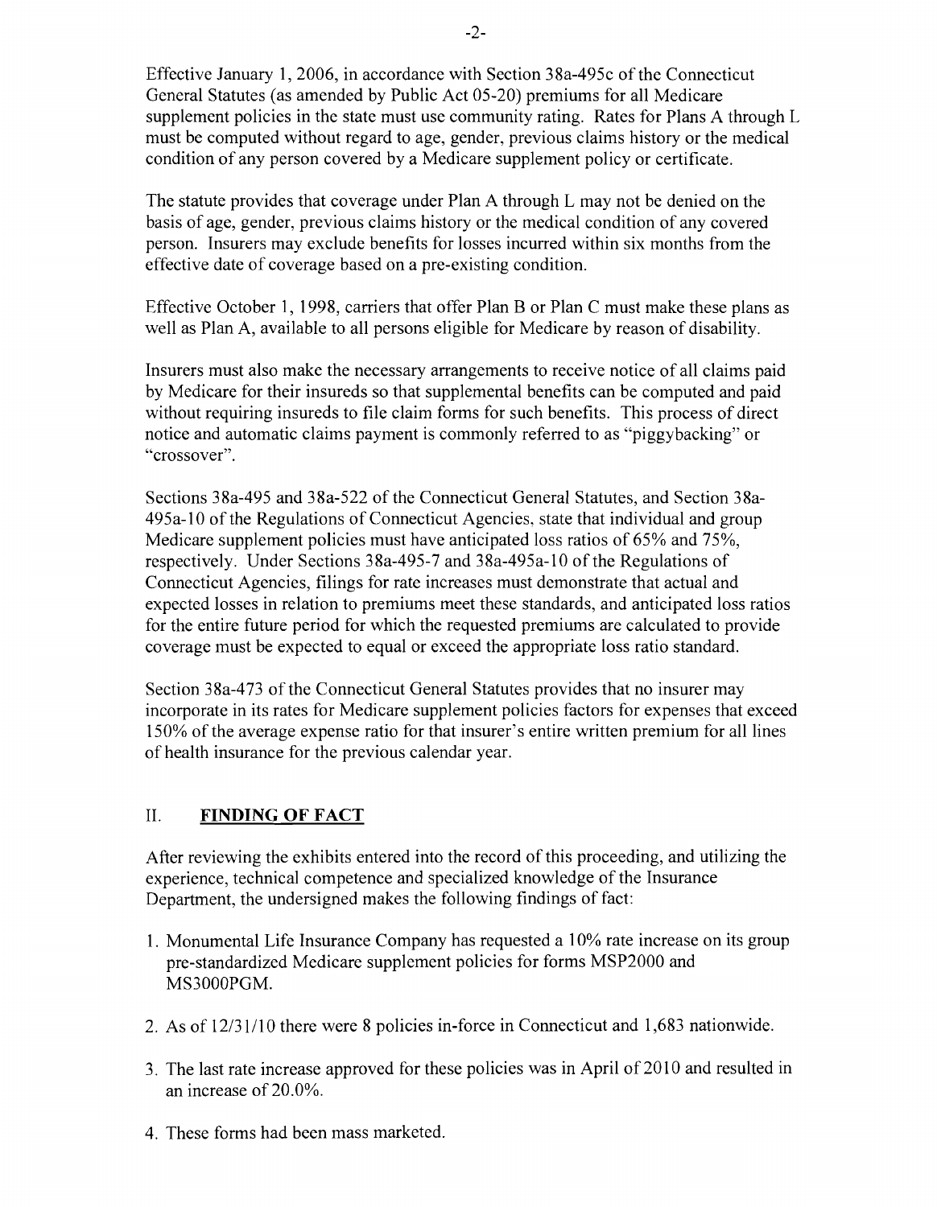Effective January 1, 2006, in accordance with Section 38a-495c of the Connecticut General Statutes (as amended by Public Act 05-20) premiums for all Medicare supplement policies in the state must use community rating. Rates for Plans A through L must be computed without regard to age, gender, previous claims history or the medical condition of any person covered by a Medicare supplement policy or certificate.

The statute provides that coverage under Plan A through L may not be denied on the basis of age, gender, previous claims history or the medical condition of any covered person. Insurers may exclude benefits for losses incurred within six months from the effective date of coverage based on a pre-existing condition.

Effective October 1, 1998, carriers that offer Plan B or Plan C must make these plans as well as Plan A, available to all persons eligible for Medicare by reason of disability.

Insurers must also make the necessary arrangements to receive notice of all claims paid by Medicare for their insureds so that supplemental benefits can be computed and paid without requiring insureds to file claim forms for such benefits. This process of direct notice and automatic claims payment is commonly referred to as "piggybacking" or "crossover".

Sections 38a-495 and 38a-522 of the Connecticut General Statutes, and Section 38a-495a-10 of the Regulations of Connecticut Agencies, state that individual and group Medicare supplement policies must have anticipated loss ratios of 65% and 75%, respectively. Under Sections 38a-495-7 and 38a-495a-10 of the Regulations of Connecticut Agencies, filings for rate increases must demonstrate that actual and expected losses in relation to premiums meet these standards, and anticipated loss ratios for the entire future period for which the requested premiums are calculated to provide coverage must be expected to equal or exceed the appropriate loss ratio standard.

Section 38a-473 of the Connecticut General Statutes provides that no insurer may incorporate in its rates for Medicare supplement policies factors for expenses that exceed 150% of the average expense ratio for that insurer's entire written premium for all lines of health insurance for the previous calendar year.

## II. <u>FINDING OF FACT</u>

After reviewing the exhibits entered into the record of this proceeding, and utilizing the experience, technical competence and specialized knowledge of the Insurance Department, the undersigned makes the following findings of fact:

1. Monumental Life Insurance Company has requested a 10% rate increase on its group pre-standardized Medicare supplement policies for forms MSP2000 and MS3000PGM.
2. As of 12/31/10 there were 8 policies in-force in Connecticut and 1,683 nationwide.
3. The last rate increase approved for these policies was in April of 2010 and resulted in an increase of 20.0%.
4. These forms had been mass marketed.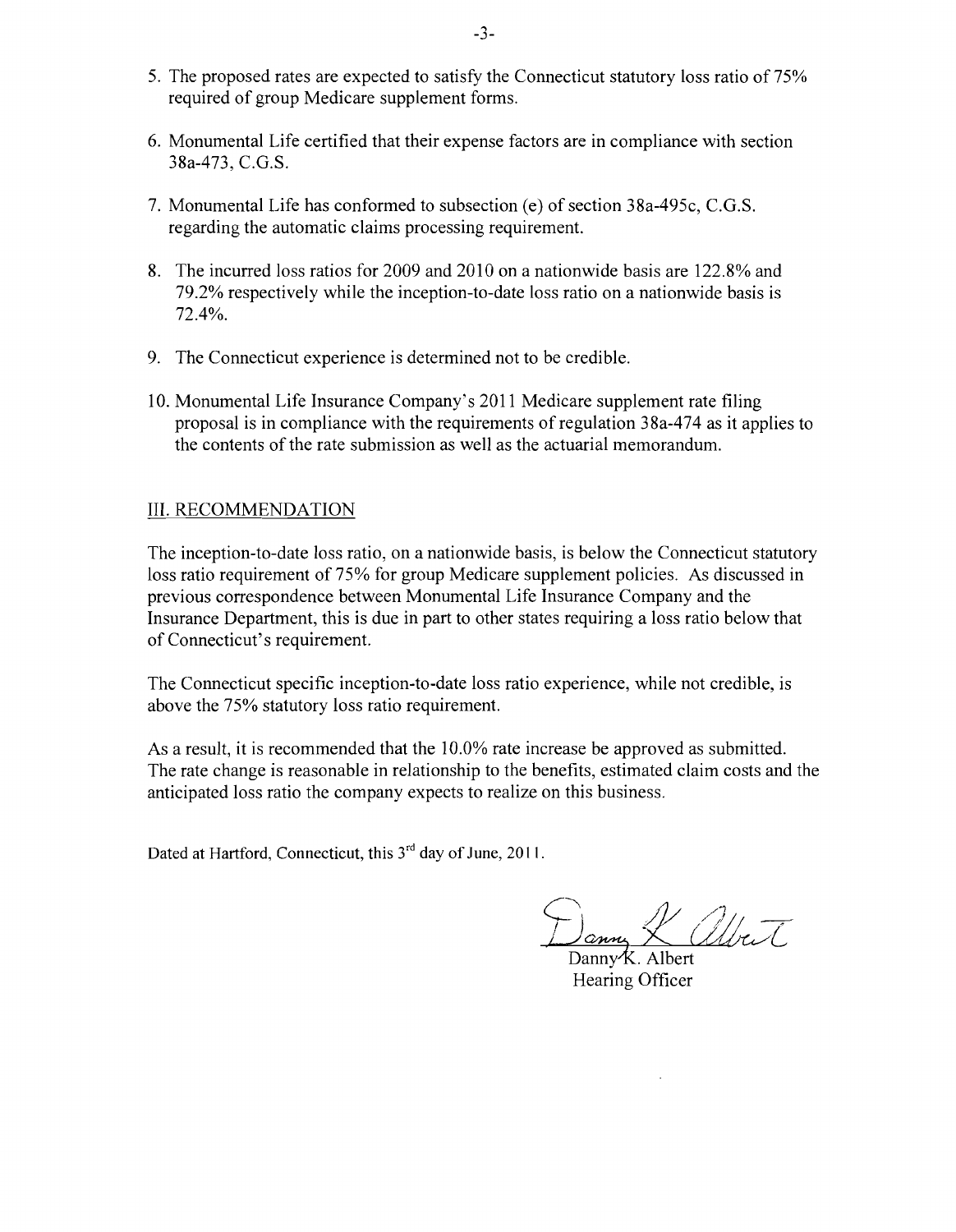5. The proposed rates are expected to satisfy the Connecticut statutory loss ratio of 75% required of group Medicare supplement forms.

6. Monumental Life certified that their expense factors are in compliance with section 38a-473, C.G.S.

7. Monumental Life has conformed to subsection (e) of section 38a-495c, C.G.S. regarding the automatic claims processing requirement.

8. The incurred loss ratios for 2009 and 2010 on a nationwide basis are 122.8% and 79.2% respectively while the inception-to-date loss ratio on a nationwide basis is 72.4%.

9. The Connecticut experience is determined not to be credible.

10. Monumental Life Insurance Company's 2011 Medicare supplement rate filing proposal is in compliance with the requirements of regulation 38a-474 as it applies to the contents of the rate submission as well as the actuarial memorandum.

## III. RECOMMENDATION

The inception-to-date loss ratio, on a nationwide basis, is below the Connecticut statutory loss ratio requirement of 75% for group Medicare supplement policies. As discussed in previous correspondence between Monumental Life Insurance Company and the Insurance Department, this is due in part to other states requiring a loss ratio below that of Connecticut's requirement.

The Connecticut specific inception-to-date loss ratio experience, while not credible, is above the 75% statutory loss ratio requirement.

As a result, it is recommended that the 10.0% rate increase be approved as submitted. The rate change is reasonable in relationship to the benefits, estimated claim costs and the anticipated loss ratio the company expects to realize on this business.

Dated at Hartford, Connecticut, this 3rd day of June, 2011.

Danny K. Albert
Hearing Officer